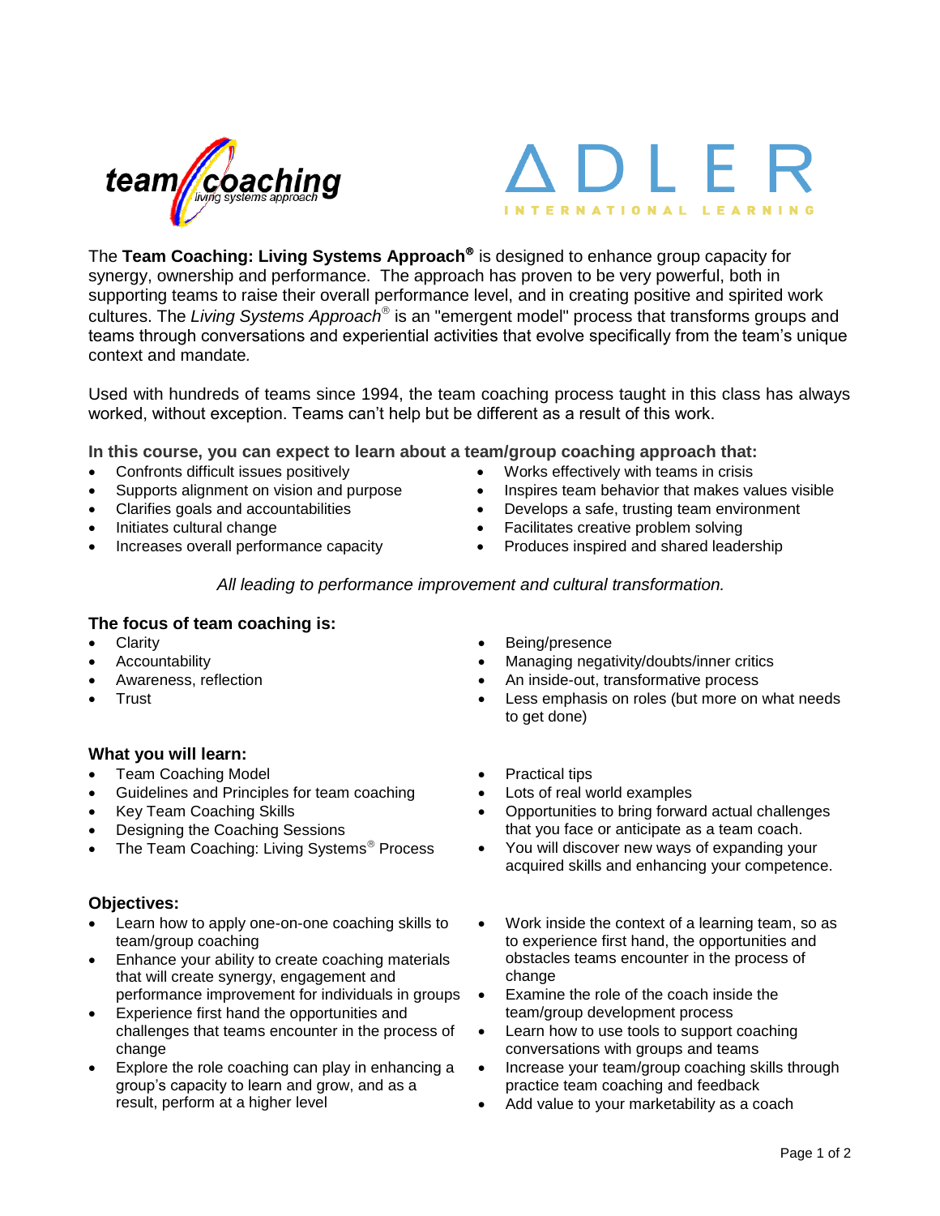The **Team Coaching: Living Systems Approach®** is designed to enhance group capacity for synergy, ownership and performance. The approach has proven to be very powerful, both in supporting teams to raise their overall performance level, and in creating positive and spirited work cultures. The *Living Systems Approach®* is an "emergent model" process that transforms groups and teams through conversations and experiential activities that evolve specifically from the team's unique context and mandate.

Used with hundreds of teams since 1994, the team coaching process taught in this class has always worked, without exception. Teams can't help but be different as a result of this work.

**In this course, you can expect to learn about a team/group coaching approach that:**

- Confronts difficult issues positively
- Supports alignment on vision and purpose
- Clarifies goals and accountabilities
- Initiates cultural change
- Increases overall performance capacity
- Works effectively with teams in crisis
- Inspires team behavior that makes values visible
- Develops a safe, trusting team environment
- Facilitates creative problem solving
- Produces inspired and shared leadership

*All leading to performance improvement and cultural transformation.*

## The focus of team coaching is:

- Clarity
- Accountability
- Awareness, reflection
- Trust
- Being/presence
- Managing negativity/doubts/inner critics
- An inside-out, transformative process
- Less emphasis on roles (but more on what needs to get done)

## What you will learn:

- Team Coaching Model
- Guidelines and Principles for team coaching
- Key Team Coaching Skills
- Designing the Coaching Sessions
- The Team Coaching: Living Systems® Process
- Practical tips
- Lots of real world examples
- Opportunities to bring forward actual challenges that you face or anticipate as a team coach.
- You will discover new ways of expanding your acquired skills and enhancing your competence.

## Objectives:

- Learn how to apply one-on-one coaching skills to team/group coaching
- Enhance your ability to create coaching materials that will create synergy, engagement and performance improvement for individuals in groups
- Experience first hand the opportunities and challenges that teams encounter in the process of change
- Explore the role coaching can play in enhancing a group's capacity to learn and grow, and as a result, perform at a higher level
- Work inside the context of a learning team, so as to experience first hand, the opportunities and obstacles teams encounter in the process of change
- Examine the role of the coach inside the team/group development process
- Learn how to use tools to support coaching conversations with groups and teams
- Increase your team/group coaching skills through practice team coaching and feedback
- Add value to your marketability as a coach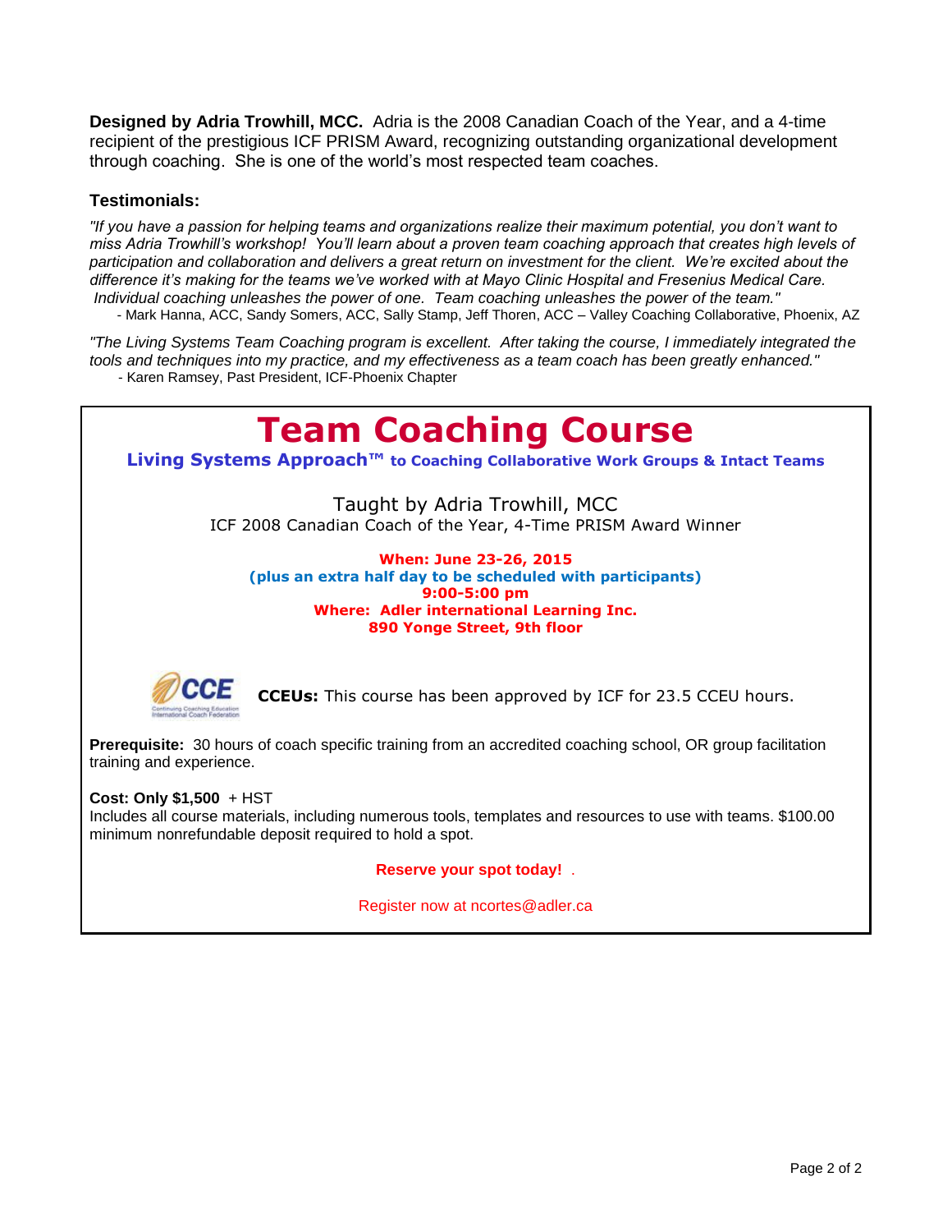**Designed by Adria Trowhill, MCC.** Adria is the 2008 Canadian Coach of the Year, and a 4-time recipient of the prestigious ICF PRISM Award, recognizing outstanding organizational development through coaching. She is one of the world's most respected team coaches.

### Testimonials:

*"If you have a passion for helping teams and organizations realize their maximum potential, you don't want to miss Adria Trowhill's workshop! You'll learn about a proven team coaching approach that creates high levels of participation and collaboration and delivers a great return on investment for the client. We're excited about the difference it's making for the teams we've worked with at Mayo Clinic Hospital and Fresenius Medical Care. Individual coaching unleashes the power of one. Team coaching unleashes the power of the team."*

- Mark Hanna, ACC, Sandy Somers, ACC, Sally Stamp, Jeff Thoren, ACC – Valley Coaching Collaborative, Phoenix, AZ

*"The Living Systems Team Coaching program is excellent. After taking the course, I immediately integrated the tools and techniques into my practice, and my effectiveness as a team coach has been greatly enhanced."*

- Karen Ramsey, Past President, ICF-Phoenix Chapter

# Team Coaching Course

**Living Systems Approach™ to Coaching Collaborative Work Groups & Intact Teams**

Taught by Adria Trowhill, MCC

ICF 2008 Canadian Coach of the Year, 4-Time PRISM Award Winner

**When: June 23-26, 2015**
**(plus an extra half day to be scheduled with participants)**
**9:00-5:00 pm**
**Where: Adler international Learning Inc.**
**890 Yonge Street, 9th floor**

CCE
Continuing Coaching Education
International Coach Federation

**CCEUs:** This course has been approved by ICF for 23.5 CCEU hours.

**Prerequisite:** 30 hours of coach specific training from an accredited coaching school, OR group facilitation training and experience.

**Cost: Only $1,500** + HST

Includes all course materials, including numerous tools, templates and resources to use with teams. $100.00 minimum nonrefundable deposit required to hold a spot.

**Reserve your spot today!** .

Register now at ncortes@adler.ca